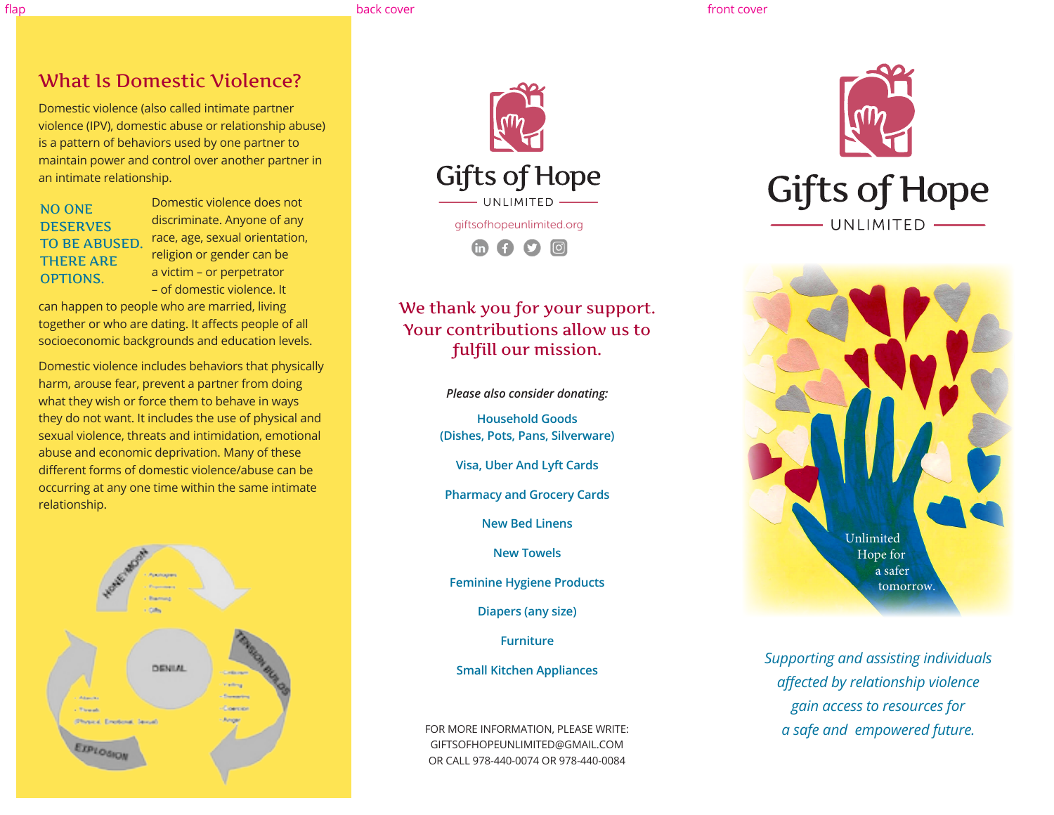flap

back cover

front cover

## What Is Domestic Violence?

Domestic violence (also called intimate partner violence (IPV), domestic abuse or relationship abuse) is a pattern of behaviors used by one partner to maintain power and control over another partner in an intimate relationship.

**NO ONE DESERVES TO BE ABUSED. THERE ARE OPTIONS.**

Domestic violence does not discriminate. Anyone of any race, age, sexual orientation, religion or gender can be a victim – or perpetrator – of domestic violence. It can happen to people who are married, living together or who are dating. It affects people of all socioeconomic backgrounds and education levels.

Domestic violence includes behaviors that physically harm, arouse fear, prevent a partner from doing what they wish or force them to behave in ways they do not want. It includes the use of physical and sexual violence, threats and intimidation, emotional abuse and economic deprivation. Many of these different forms of domestic violence/abuse can be occurring at any one time within the same intimate relationship.

HONEYMOON

DENIAL

TENSION BUILDS

EXPLOSION

Gifts of Hope

UNLIMITED

giftsofhopeunlimited.org

### We thank you for your support. Your contributions allow us to fulfill our mission.

*Please also consider donating:*

Household Goods (Dishes, Pots, Pans, Silverware)

Visa, Uber And Lyft Cards

Pharmacy and Grocery Cards

New Bed Linens

New Towels

Feminine Hygiene Products

Diapers (any size)

Furniture

Small Kitchen Appliances

FOR MORE INFORMATION, PLEASE WRITE:
GIFTSOFHOPEUNLIMITED@GMAIL.COM
OR CALL 978-440-0074 OR 978-440-0084

# Gifts of Hope

UNLIMITED

Unlimited Hope for a safer tomorrow.

*Supporting and assisting individuals affected by relationship violence gain access to resources for a safe and empowered future.*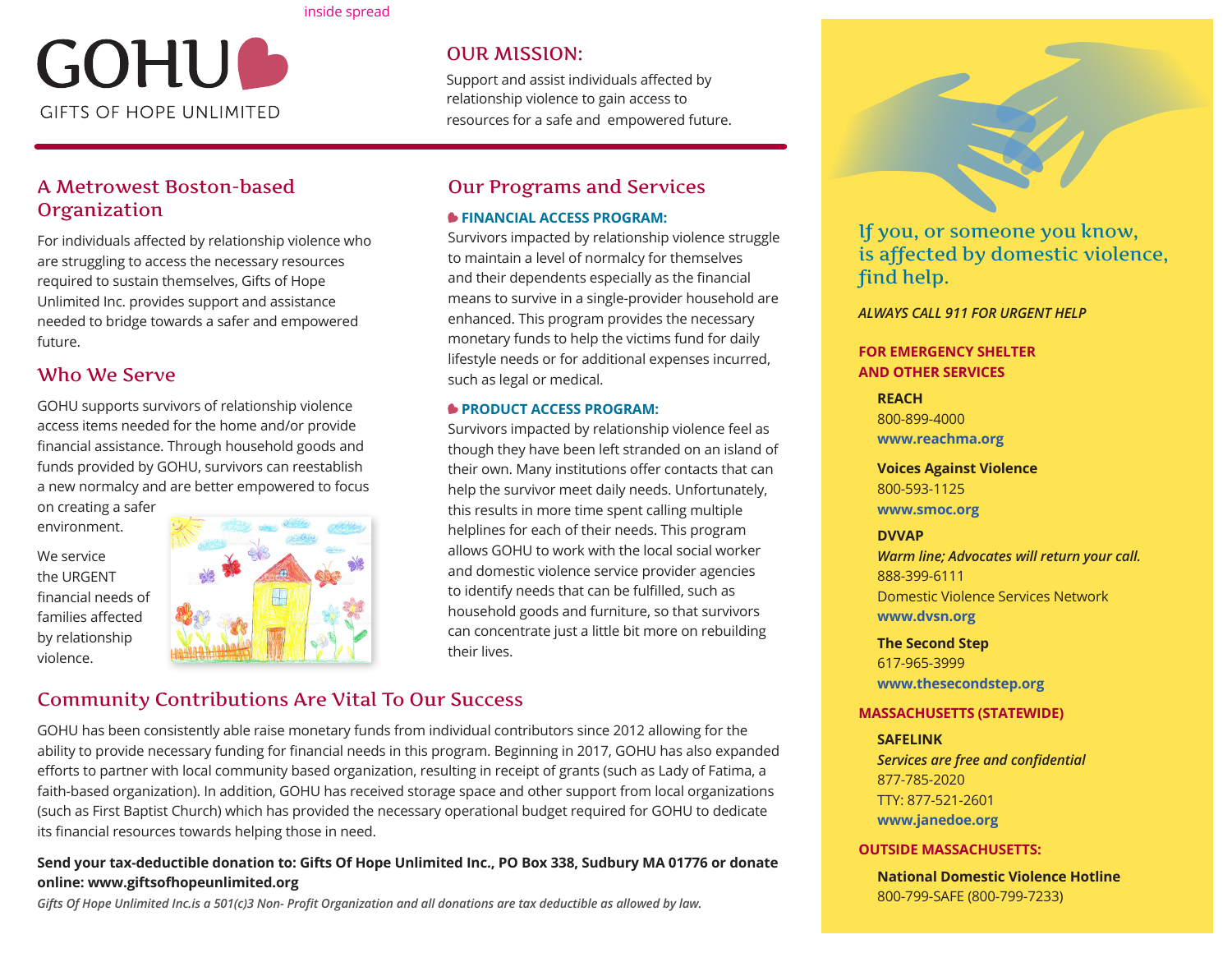inside spread

# GOHU

GIFTS OF HOPE UNLIMITED

## OUR MISSION:

Support and assist individuals affected by relationship violence to gain access to resources for a safe and empowered future.

## A Metrowest Boston-based Organization

For individuals affected by relationship violence who are struggling to access the necessary resources required to sustain themselves, Gifts of Hope Unlimited Inc. provides support and assistance needed to bridge towards a safer and empowered future.

## Who We Serve

GOHU supports survivors of relationship violence access items needed for the home and/or provide financial assistance. Through household goods and funds provided by GOHU, survivors can reestablish a new normalcy and are better empowered to focus on creating a safer environment.

We service the URGENT financial needs of families affected by relationship violence.

## Our Programs and Services

**FINANCIAL ACCESS PROGRAM:**

Survivors impacted by relationship violence struggle to maintain a level of normalcy for themselves and their dependents especially as the financial means to survive in a single-provider household are enhanced. This program provides the necessary monetary funds to help the victims fund for daily lifestyle needs or for additional expenses incurred, such as legal or medical.

**PRODUCT ACCESS PROGRAM:**

Survivors impacted by relationship violence feel as though they have been left stranded on an island of their own. Many institutions offer contacts that can help the survivor meet daily needs. Unfortunately, this results in more time spent calling multiple helplines for each of their needs. This program allows GOHU to work with the local social worker and domestic violence service provider agencies to identify needs that can be fulfilled, such as household goods and furniture, so that survivors can concentrate just a little bit more on rebuilding their lives.

## Community Contributions Are Vital To Our Success

GOHU has been consistently able raise monetary funds from individual contributors since 2012 allowing for the ability to provide necessary funding for financial needs in this program. Beginning in 2017, GOHU has also expanded efforts to partner with local community based organization, resulting in receipt of grants (such as Lady of Fatima, a faith-based organization). In addition, GOHU has received storage space and other support from local organizations (such as First Baptist Church) which has provided the necessary operational budget required for GOHU to dedicate its financial resources towards helping those in need.

**Send your tax-deductible donation to: Gifts Of Hope Unlimited Inc., PO Box 338, Sudbury MA 01776 or donate online: www.giftsofhopeunlimited.org**

*Gifts Of Hope Unlimited Inc.is a 501(c)3 Non- Profit Organization and all donations are tax deductible as allowed by law.*

## If you, or someone you know, is affected by domestic violence, find help.

*ALWAYS CALL 911 FOR URGENT HELP*

### FOR EMERGENCY SHELTER AND OTHER SERVICES

**REACH**
800-899-4000
**www.reachma.org**

**Voices Against Violence**
800-593-1125
**www.smoc.org**

**DVVAP**
*Warm line; Advocates will return your call.*
888-399-6111
Domestic Violence Services Network
**www.dvsn.org**

**The Second Step**
617-965-3999
**www.thesecondstep.org**

### MASSACHUSETTS (STATEWIDE)

**SAFELINK**
*Services are free and confidential*
877-785-2020
TTY: 877-521-2601
**www.janedoe.org**

### OUTSIDE MASSACHUSETTS:

**National Domestic Violence Hotline**
800-799-SAFE (800-799-7233)